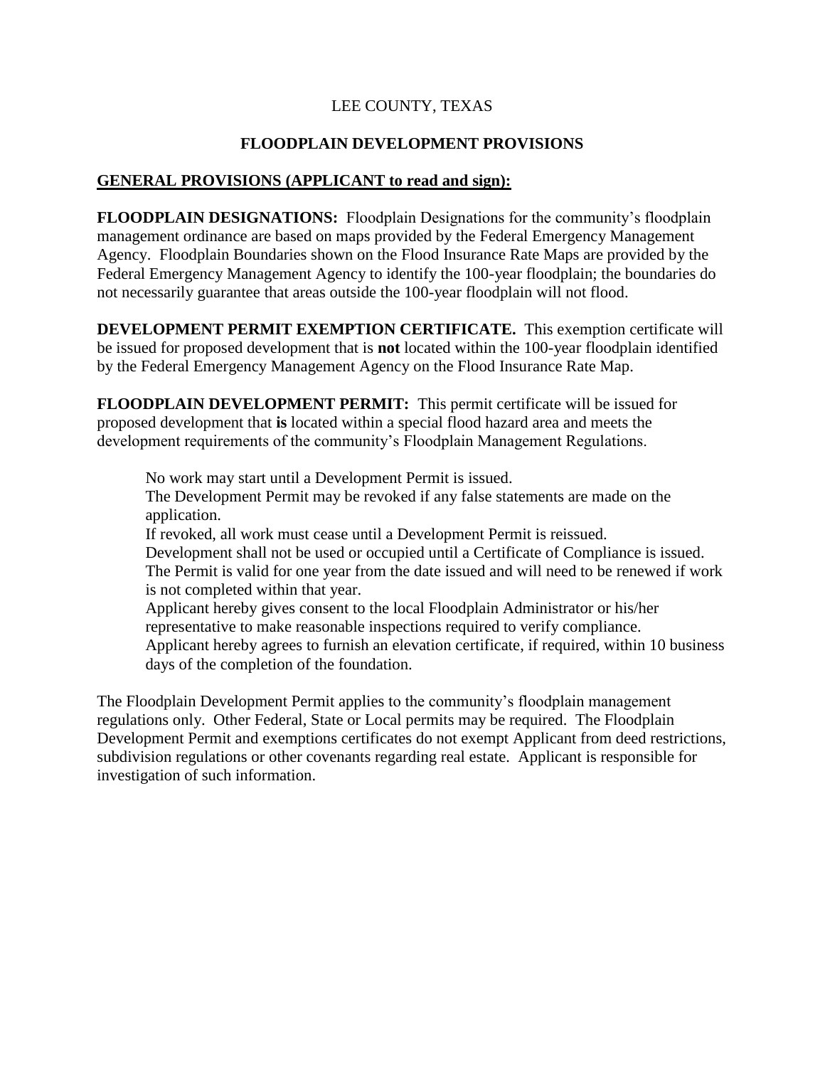LEE COUNTY, TEXAS

# FLOODPLAIN DEVELOPMENT PROVISIONS

## GENERAL PROVISIONS (APPLICANT to read and sign):

**FLOODPLAIN DESIGNATIONS:** Floodplain Designations for the community's floodplain management ordinance are based on maps provided by the Federal Emergency Management Agency. Floodplain Boundaries shown on the Flood Insurance Rate Maps are provided by the Federal Emergency Management Agency to identify the 100-year floodplain; the boundaries do not necessarily guarantee that areas outside the 100-year floodplain will not flood.

**DEVELOPMENT PERMIT EXEMPTION CERTIFICATE.** This exemption certificate will be issued for proposed development that is **not** located within the 100-year floodplain identified by the Federal Emergency Management Agency on the Flood Insurance Rate Map.

**FLOODPLAIN DEVELOPMENT PERMIT:** This permit certificate will be issued for proposed development that **is** located within a special flood hazard area and meets the development requirements of the community's Floodplain Management Regulations.

> No work may start until a Development Permit is issued.
> The Development Permit may be revoked if any false statements are made on the application.
> If revoked, all work must cease until a Development Permit is reissued.
> Development shall not be used or occupied until a Certificate of Compliance is issued.
> The Permit is valid for one year from the date issued and will need to be renewed if work is not completed within that year.
> Applicant hereby gives consent to the local Floodplain Administrator or his/her representative to make reasonable inspections required to verify compliance.
> Applicant hereby agrees to furnish an elevation certificate, if required, within 10 business days of the completion of the foundation.

The Floodplain Development Permit applies to the community's floodplain management regulations only. Other Federal, State or Local permits may be required. The Floodplain Development Permit and exemptions certificates do not exempt Applicant from deed restrictions, subdivision regulations or other covenants regarding real estate. Applicant is responsible for investigation of such information.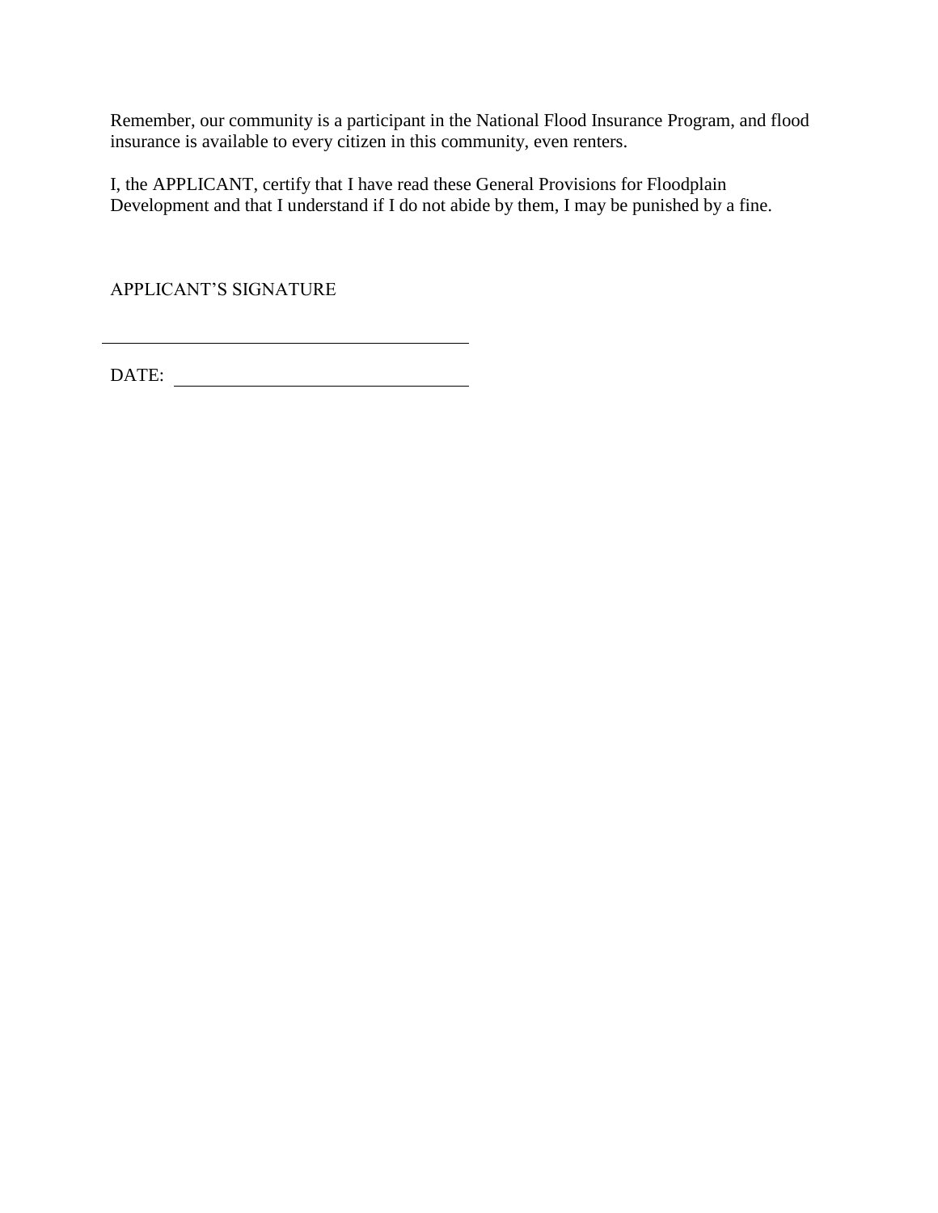Remember, our community is a participant in the National Flood Insurance Program, and flood insurance is available to every citizen in this community, even renters.

I, the APPLICANT, certify that I have read these General Provisions for Floodplain Development and that I understand if I do not abide by them, I may be punished by a fine.

APPLICANT'S SIGNATURE

\_\_\_\_\_\_\_\_\_\_\_\_\_\_\_\_\_\_\_\_\_\_\_\_\_\_\_\_\_\_\_\_\_\_\_\_\_\_\_\_

DATE: \_\_\_\_\_\_\_\_\_\_\_\_\_\_\_\_\_\_\_\_\_\_\_\_\_\_\_\_\_\_\_\_